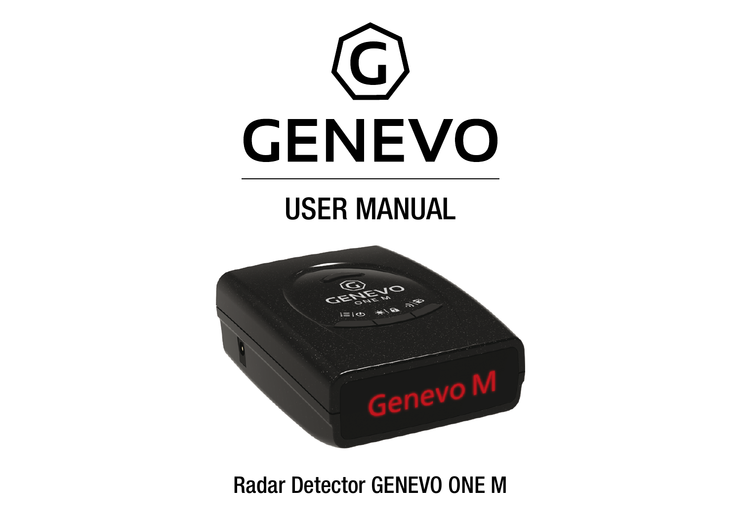# GENEVO

## USER MANUAL

Radar Detector GENEVO ONE M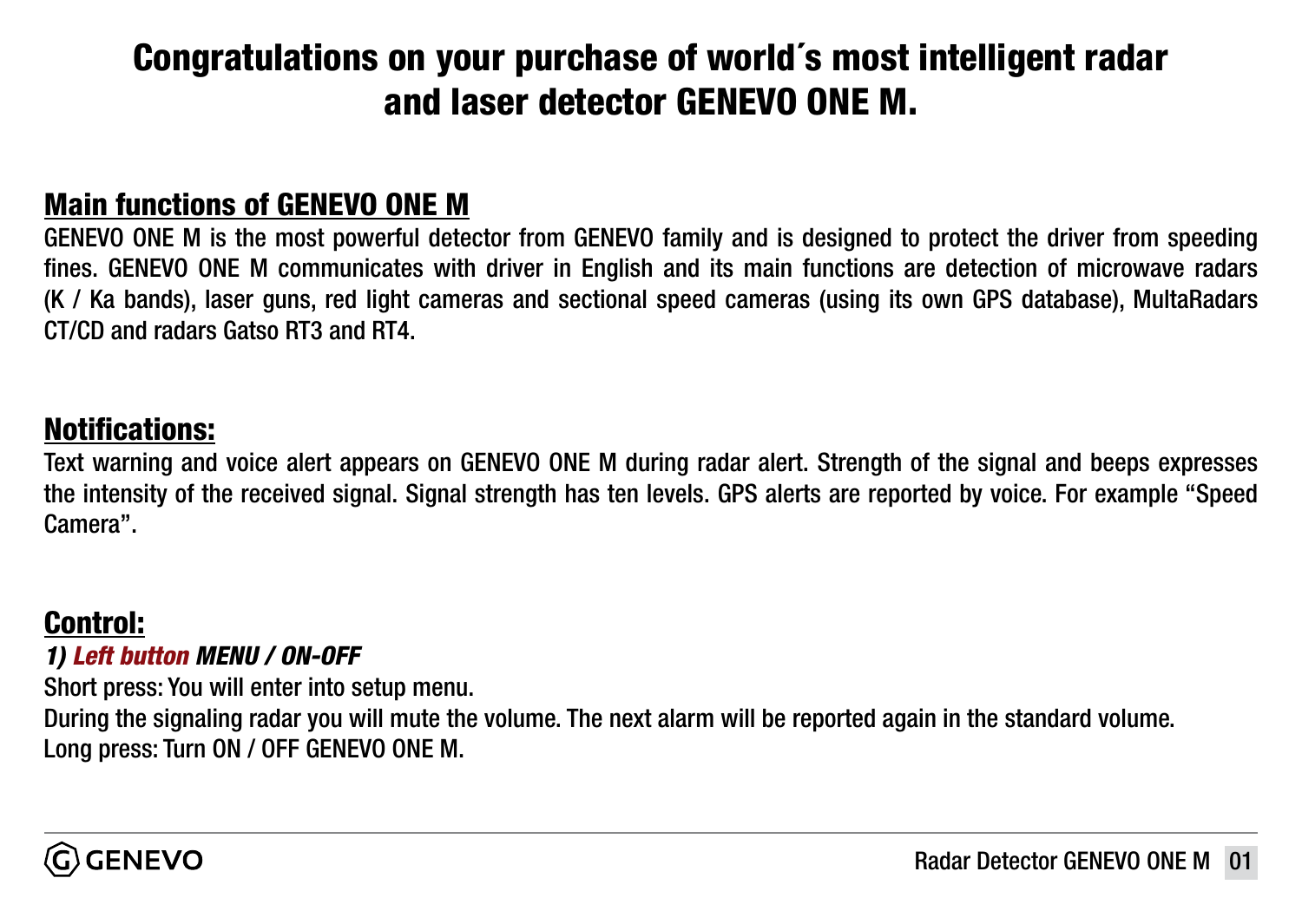# Congratulations on your purchase of world´s most intelligent radar and laser detector GENEVO ONE M.

## Main functions of GENEVO ONE M

GENEVO ONE M is the most powerful detector from GENEVO family and is designed to protect the driver from speeding fines. GENEVO ONE M communicates with driver in English and its main functions are detection of microwave radars (K / Ka bands), laser guns, red light cameras and sectional speed cameras (using its own GPS database), MultaRadars CT/CD and radars Gatso RT3 and RT4.

## Notifications:

Text warning and voice alert appears on GENEVO ONE M during radar alert. Strength of the signal and beeps expresses the intensity of the received signal. Signal strength has ten levels. GPS alerts are reported by voice. For example "Speed Camera".

## Control:

***1) Left button MENU / ON-OFF***

Short press: You will enter into setup menu.

During the signaling radar you will mute the volume. The next alarm will be reported again in the standard volume.

Long press: Turn ON / OFF GENEVO ONE M.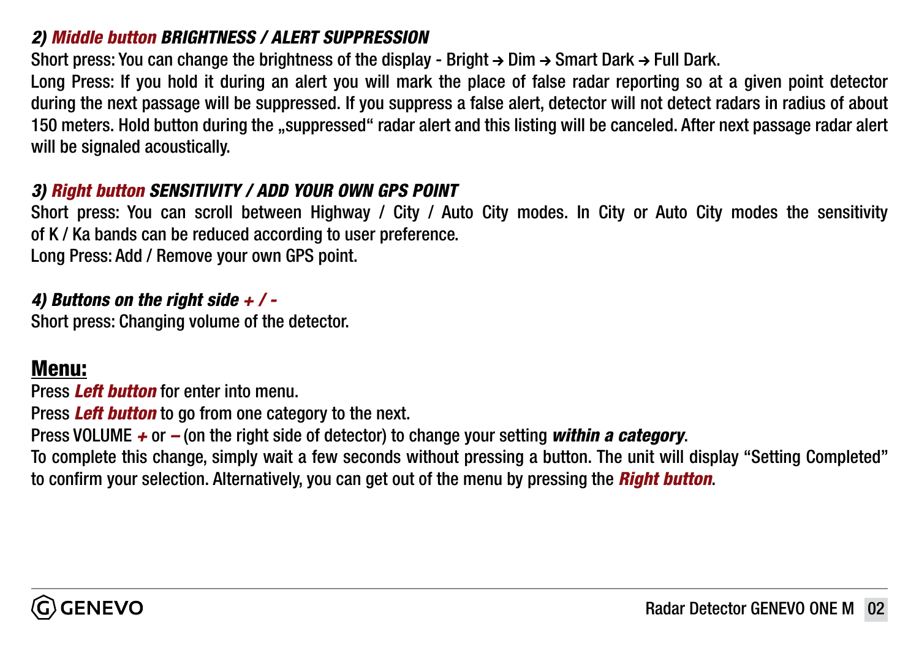### *2) Middle button BRIGHTNESS / ALERT SUPPRESSION*

Short press: You can change the brightness of the display - Bright → Dim → Smart Dark → Full Dark.

Long Press: If you hold it during an alert you will mark the place of false radar reporting so at a given point detector during the next passage will be suppressed. If you suppress a false alert, detector will not detect radars in radius of about 150 meters. Hold button during the „suppressed“ radar alert and this listing will be canceled. After next passage radar alert will be signaled acoustically.

### *3) Right button SENSITIVITY / ADD YOUR OWN GPS POINT*

Short press: You can scroll between Highway / City / Auto City modes. In City or Auto City modes the sensitivity of K / Ka bands can be reduced according to user preference.

Long Press: Add / Remove your own GPS point.

### *4) Buttons on the right side + / -*

Short press: Changing volume of the detector.

## Menu:

Press ***Left button*** for enter into menu.

Press ***Left button*** to go from one category to the next.

Press VOLUME ***+*** or ***–*** (on the right side of detector) to change your setting ***within a category***.

To complete this change, simply wait a few seconds without pressing a button. The unit will display “Setting Completed” to confirm your selection. Alternatively, you can get out of the menu by pressing the ***Right button***.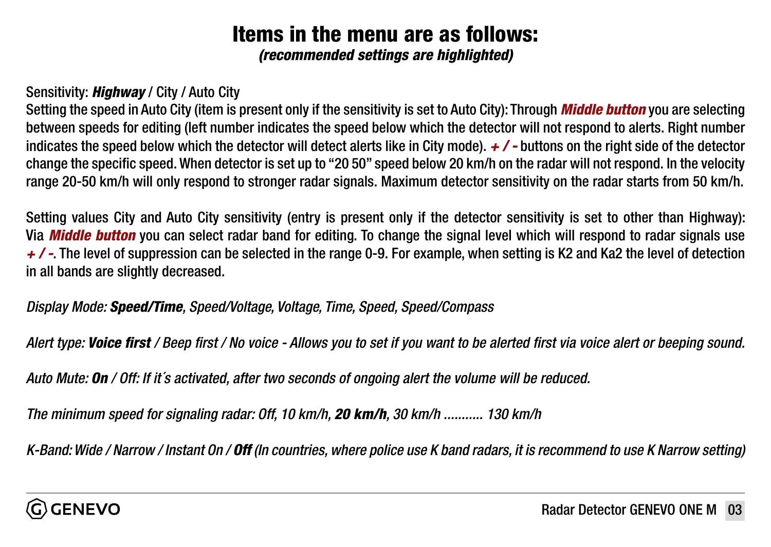# Items in the menu are as follows:

***(recommended settings are highlighted)***

Sensitivity: ***Highway*** / City / Auto City

Setting the speed in Auto City (item is present only if the sensitivity is set to Auto City): Through ***Middle button*** you are selecting between speeds for editing (left number indicates the speed below which the detector will not respond to alerts. Right number indicates the speed below which the detector will detect alerts like in City mode). ***+ / -*** buttons on the right side of the detector change the specific speed. When detector is set up to "20 50" speed below 20 km/h on the radar will not respond. In the velocity range 20-50 km/h will only respond to stronger radar signals. Maximum detector sensitivity on the radar starts from 50 km/h.

Setting values City and Auto City sensitivity (entry is present only if the detector sensitivity is set to other than Highway): Via ***Middle button*** you can select radar band for editing. To change the signal level which will respond to radar signals use ***+ / -***. The level of suppression can be selected in the range 0-9. For example, when setting is K2 and Ka2 the level of detection in all bands are slightly decreased.

*Display Mode: **Speed/Time**, Speed/Voltage, Voltage, Time, Speed, Speed/Compass*

*Alert type: **Voice first** / Beep first / No voice - Allows you to set if you want to be alerted first via voice alert or beeping sound.*

*Auto Mute: **On** / Off: If it´s activated, after two seconds of ongoing alert the volume will be reduced.*

*The minimum speed for signaling radar: Off, 10 km/h, **20 km/h**, 30 km/h ........... 130 km/h*

*K-Band: Wide / Narrow / Instant On / **Off** (In countries, where police use K band radars, it is recommend to use K Narrow setting)*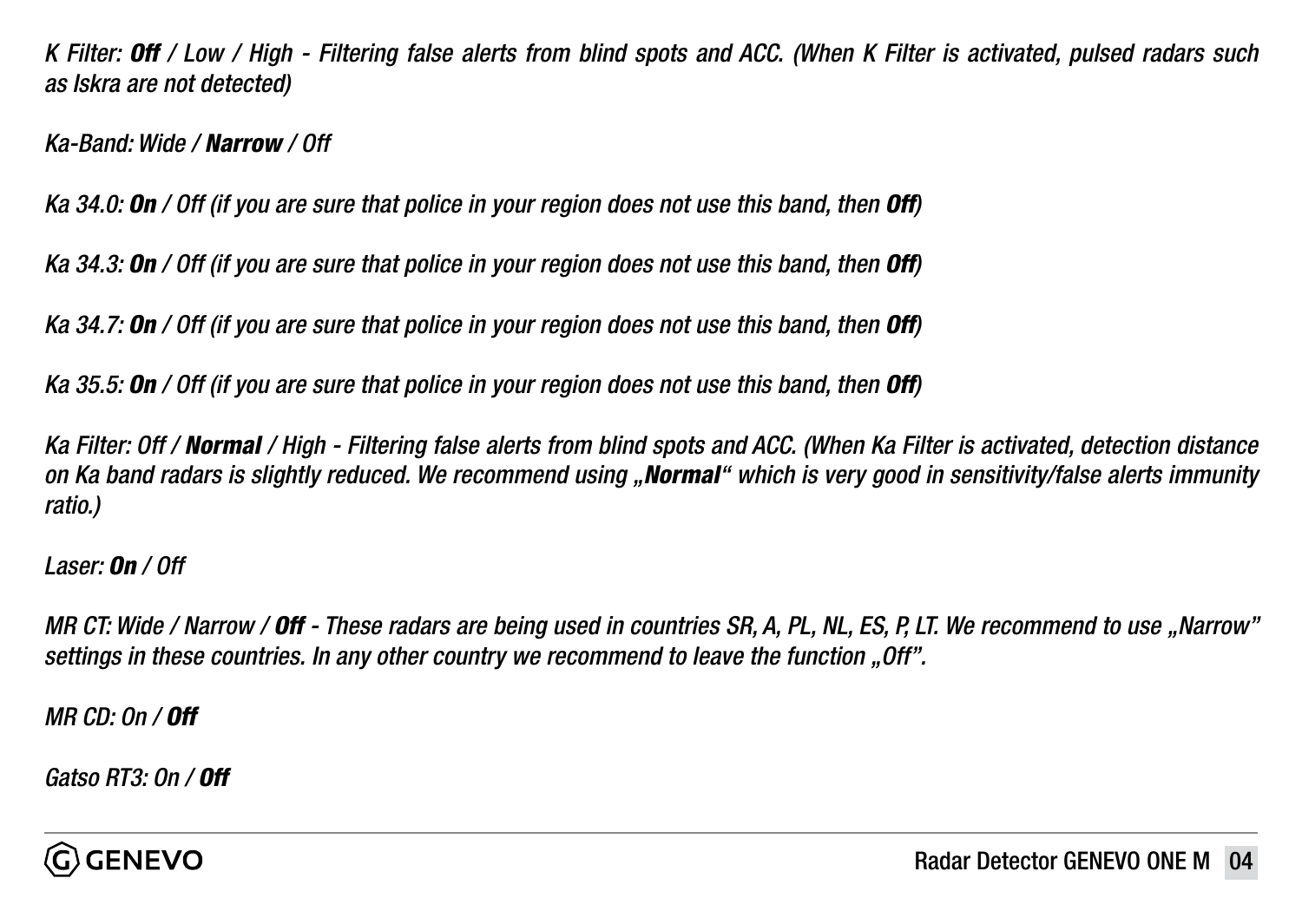*K Filter: **Off** / Low / High - Filtering false alerts from blind spots and ACC. (When K Filter is activated, pulsed radars such as Iskra are not detected)*

*Ka-Band: Wide / **Narrow** / Off*

*Ka 34.0: **On** / Off (if you are sure that police in your region does not use this band, then **Off**)*

*Ka 34.3: **On** / Off (if you are sure that police in your region does not use this band, then **Off**)*

*Ka 34.7: **On** / Off (if you are sure that police in your region does not use this band, then **Off**)*

*Ka 35.5: **On** / Off (if you are sure that police in your region does not use this band, then **Off**)*

*Ka Filter: Off / **Normal** / High - Filtering false alerts from blind spots and ACC. (When Ka Filter is activated, detection distance on Ka band radars is slightly reduced. We recommend using „**Normal**“ which is very good in sensitivity/false alerts immunity ratio.)*

*Laser: **On** / Off*

*MR CT: Wide / Narrow / **Off** - These radars are being used in countries SR, A, PL, NL, ES, P, LT. We recommend to use „Narrow” settings in these countries. In any other country we recommend to leave the function „Off”.*

*MR CD: On / **Off***

*Gatso RT3: On / **Off***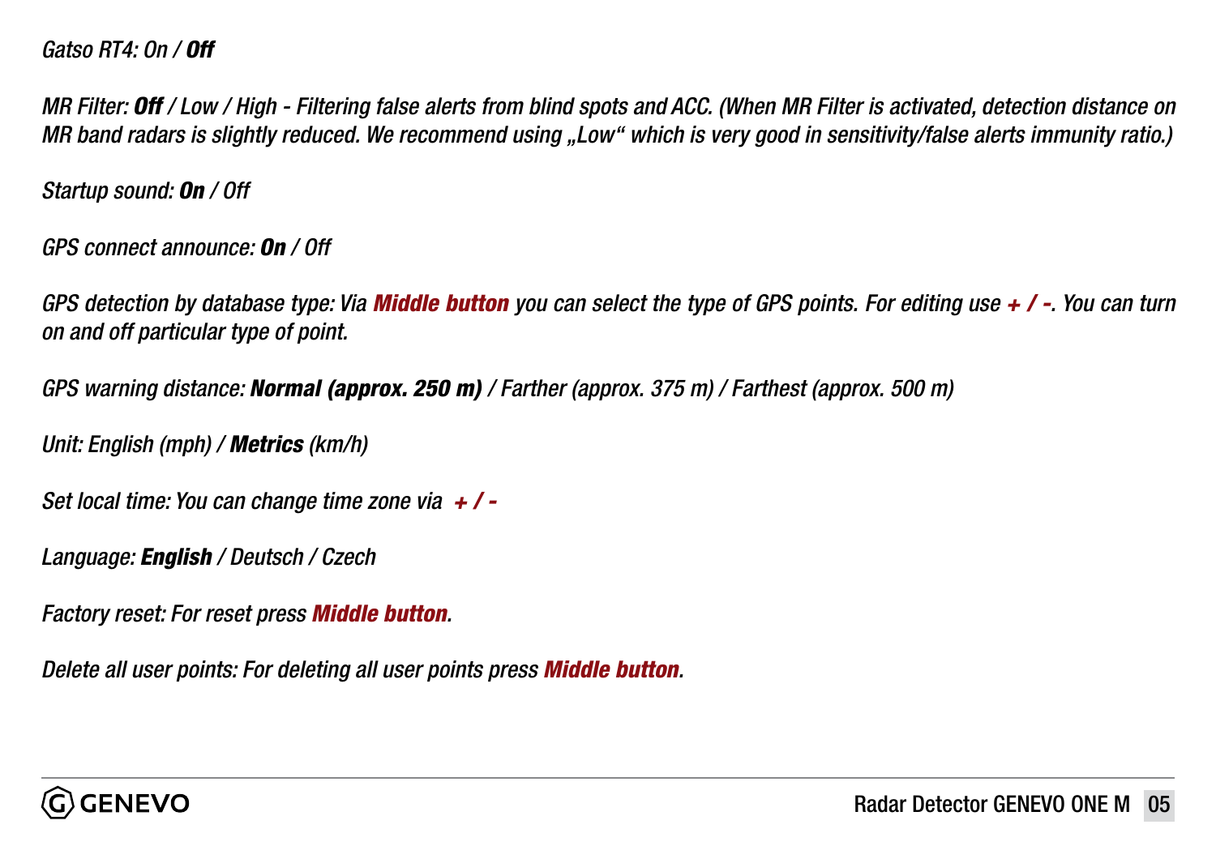*Gatso RT4: On / **Off***

*MR Filter: **Off** / Low / High - Filtering false alerts from blind spots and ACC. (When MR Filter is activated, detection distance on MR band radars is slightly reduced. We recommend using „Low“ which is very good in sensitivity/false alerts immunity ratio.)*

*Startup sound: **On** / Off*

*GPS connect announce: **On** / Off*

*GPS detection by database type: Via **Middle button** you can select the type of GPS points. For editing use **+ / -**. You can turn on and off particular type of point.*

*GPS warning distance: **Normal (approx. 250 m)** / Farther (approx. 375 m) / Farthest (approx. 500 m)*

*Unit: English (mph) / **Metrics** (km/h)*

*Set local time: You can change time zone via **+ / -***

*Language: **English** / Deutsch / Czech*

*Factory reset: For reset press **Middle button**.*

*Delete all user points: For deleting all user points press **Middle button**.*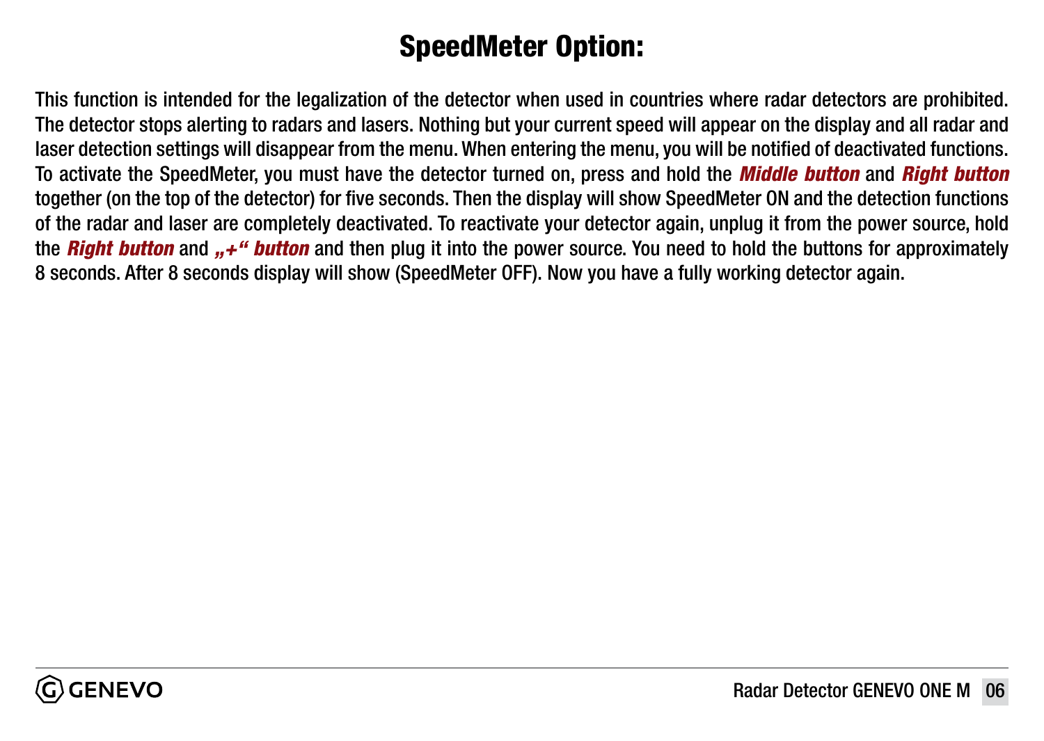# SpeedMeter Option:

This function is intended for the legalization of the detector when used in countries where radar detectors are prohibited. The detector stops alerting to radars and lasers. Nothing but your current speed will appear on the display and all radar and laser detection settings will disappear from the menu. When entering the menu, you will be notified of deactivated functions. To activate the SpeedMeter, you must have the detector turned on, press and hold the ***Middle button*** and ***Right button*** together (on the top of the detector) for five seconds. Then the display will show SpeedMeter ON and the detection functions of the radar and laser are completely deactivated. To reactivate your detector again, unplug it from the power source, hold the ***Right button*** and ***„+“ button*** and then plug it into the power source. You need to hold the buttons for approximately 8 seconds. After 8 seconds display will show (SpeedMeter OFF). Now you have a fully working detector again.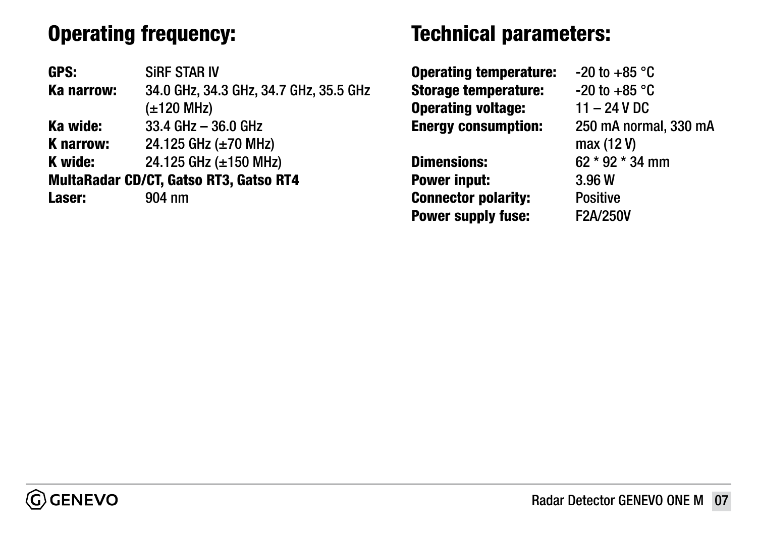## Operating frequency:

**GPS:** SiRF STAR IV
**Ka narrow:** 34.0 GHz, 34.3 GHz, 34.7 GHz, 35.5 GHz (±120 MHz)
**Ka wide:** 33.4 GHz – 36.0 GHz
**K narrow:** 24.125 GHz (±70 MHz)
**K wide:** 24.125 GHz (±150 MHz)
**MultaRadar CD/CT, Gatso RT3, Gatso RT4**
**Laser:** 904 nm

## Technical parameters:

**Operating temperature:** -20 to +85 °C
**Storage temperature:** -20 to +85 °C
**Operating voltage:** 11 – 24 V DC
**Energy consumption:** 250 mA normal, 330 mA max (12 V)
**Dimensions:** 62 * 92 * 34 mm
**Power input:** 3.96 W
**Connector polarity:** Positive
**Power supply fuse:** F2A/250V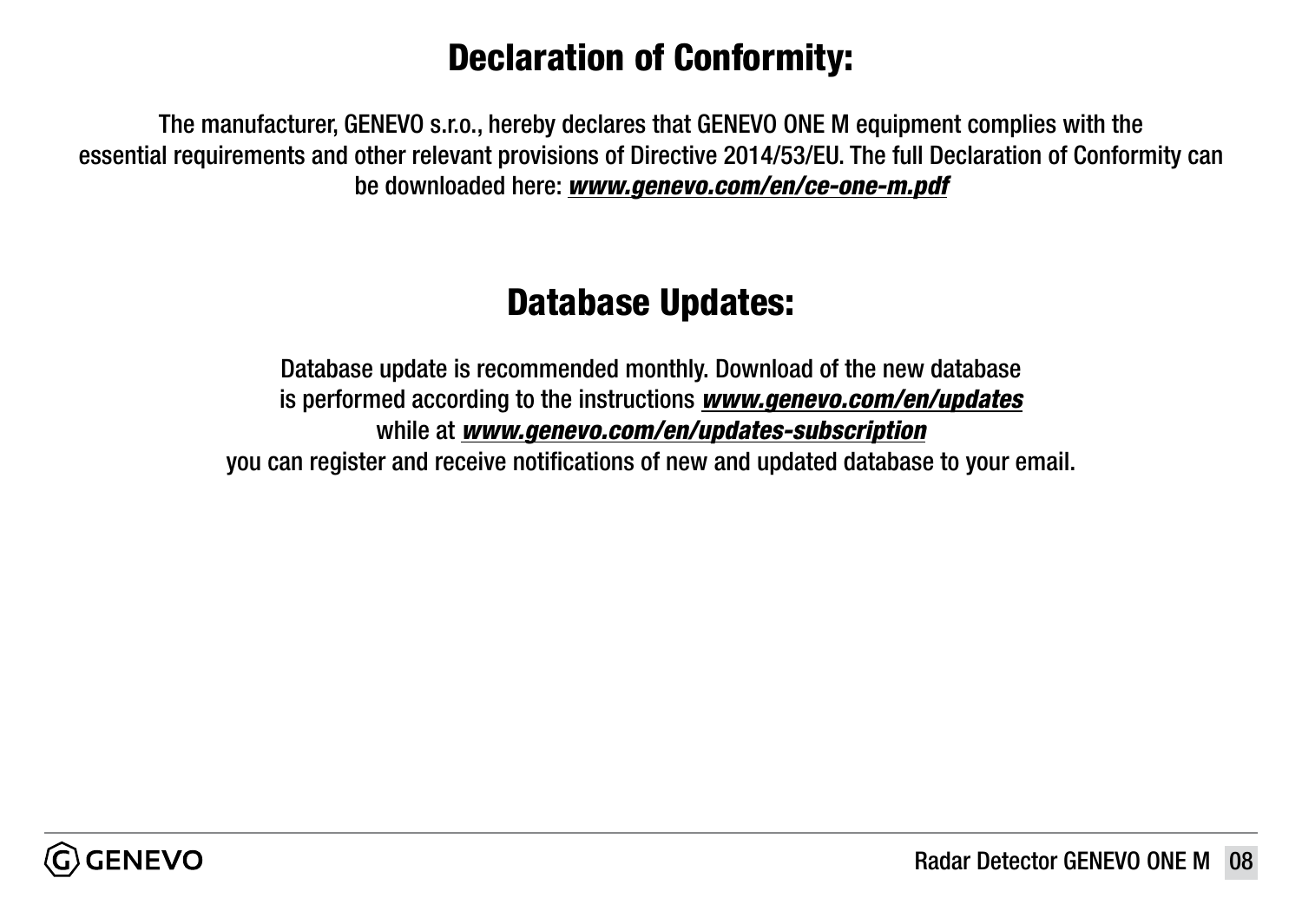## Declaration of Conformity:

The manufacturer, GENEVO s.r.o., hereby declares that GENEVO ONE M equipment complies with the essential requirements and other relevant provisions of Directive 2014/53/EU. The full Declaration of Conformity can be downloaded here: ***www.genevo.com/en/ce-one-m.pdf***

## Database Updates:

Database update is recommended monthly. Download of the new database is performed according to the instructions ***www.genevo.com/en/updates*** while at ***www.genevo.com/en/updates-subscription*** you can register and receive notifications of new and updated database to your email.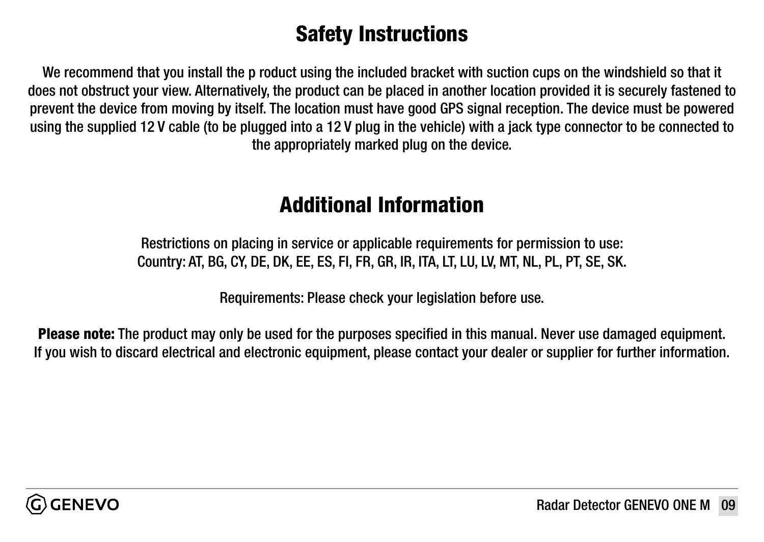## Safety Instructions

We recommend that you install the p roduct using the included bracket with suction cups on the windshield so that it does not obstruct your view. Alternatively, the product can be placed in another location provided it is securely fastened to prevent the device from moving by itself. The location must have good GPS signal reception. The device must be powered using the supplied 12 V cable (to be plugged into a 12 V plug in the vehicle) with a jack type connector to be connected to the appropriately marked plug on the device.

## Additional Information

Restrictions on placing in service or applicable requirements for permission to use:
Country: AT, BG, CY, DE, DK, EE, ES, FI, FR, GR, IR, ITA, LT, LU, LV, MT, NL, PL, PT, SE, SK.

Requirements: Please check your legislation before use.

**Please note:** The product may only be used for the purposes specified in this manual. Never use damaged equipment. If you wish to discard electrical and electronic equipment, please contact your dealer or supplier for further information.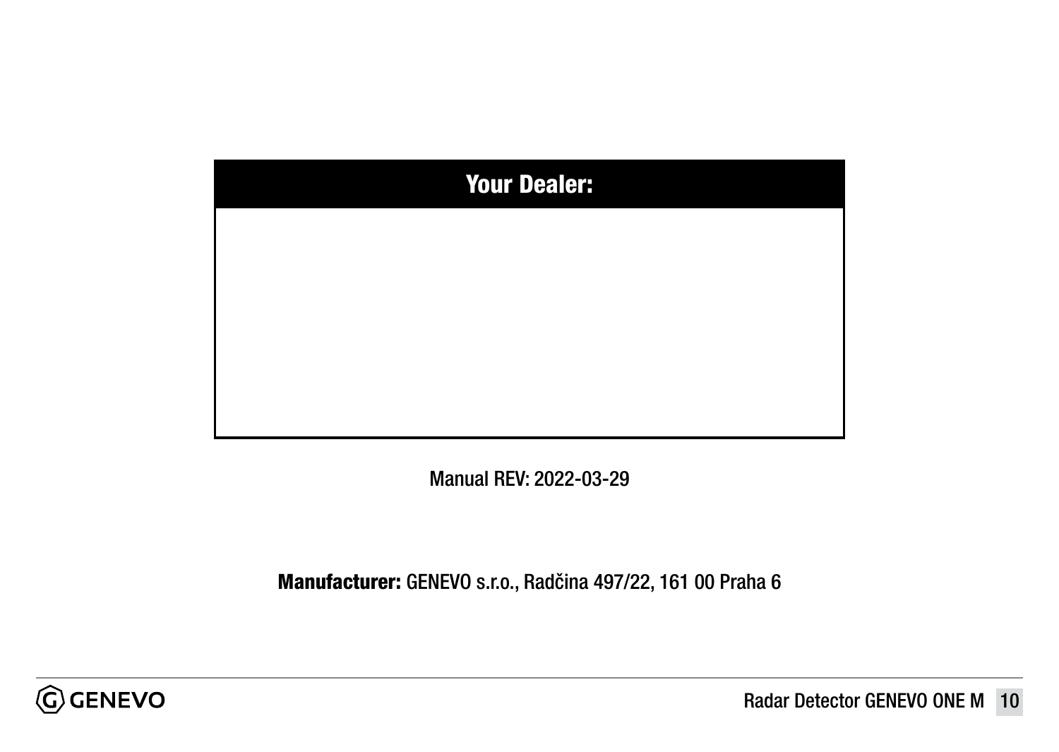**Your Dealer:**

Manual REV: 2022-03-29

**Manufacturer:** GENEVO s.r.o., Radčina 497/22, 161 00 Praha 6